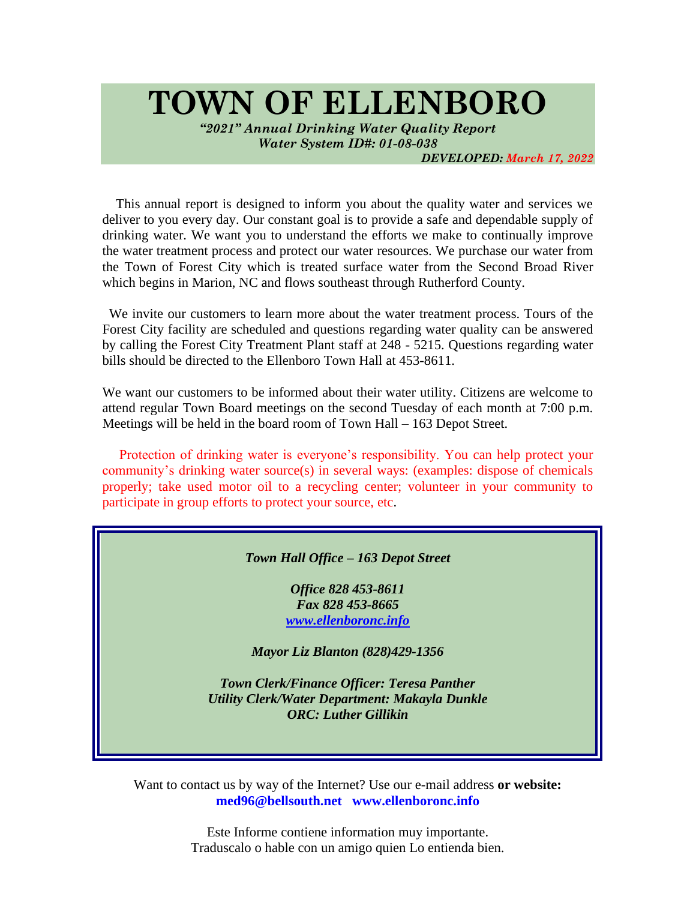# TOWN OF ELLENBORO

***"2021" Annual Drinking Water Quality Report***
***Water System ID#: 01-08-038***

***DEVELOPED: March 17, 2022***

This annual report is designed to inform you about the quality water and services we deliver to you every day. Our constant goal is to provide a safe and dependable supply of drinking water. We want you to understand the efforts we make to continually improve the water treatment process and protect our water resources. We purchase our water from the Town of Forest City which is treated surface water from the Second Broad River which begins in Marion, NC and flows southeast through Rutherford County.

We invite our customers to learn more about the water treatment process. Tours of the Forest City facility are scheduled and questions regarding water quality can be answered by calling the Forest City Treatment Plant staff at 248 - 5215. Questions regarding water bills should be directed to the Ellenboro Town Hall at 453-8611.

We want our customers to be informed about their water utility. Citizens are welcome to attend regular Town Board meetings on the second Tuesday of each month at 7:00 p.m. Meetings will be held in the board room of Town Hall – 163 Depot Street.

Protection of drinking water is everyone's responsibility. You can help protect your community's drinking water source(s) in several ways: (examples: dispose of chemicals properly; take used motor oil to a recycling center; volunteer in your community to participate in group efforts to protect your source, etc.

***Town Hall Office – 163 Depot Street***

***Office 828 453-8611***
***Fax 828 453-8665***
***www.ellenboronc.info***

***Mayor Liz Blanton (828)429-1356***

***Town Clerk/Finance Officer: Teresa Panther***
***Utility Clerk/Water Department: Makayla Dunkle***
***ORC: Luther Gillikin***

Want to contact us by way of the Internet? Use our e-mail address **or website:**
**med96@bellsouth.net www.ellenboronc.info**

Este Informe contiene information muy importante.
Traduscalo o hable con un amigo quien Lo entienda bien.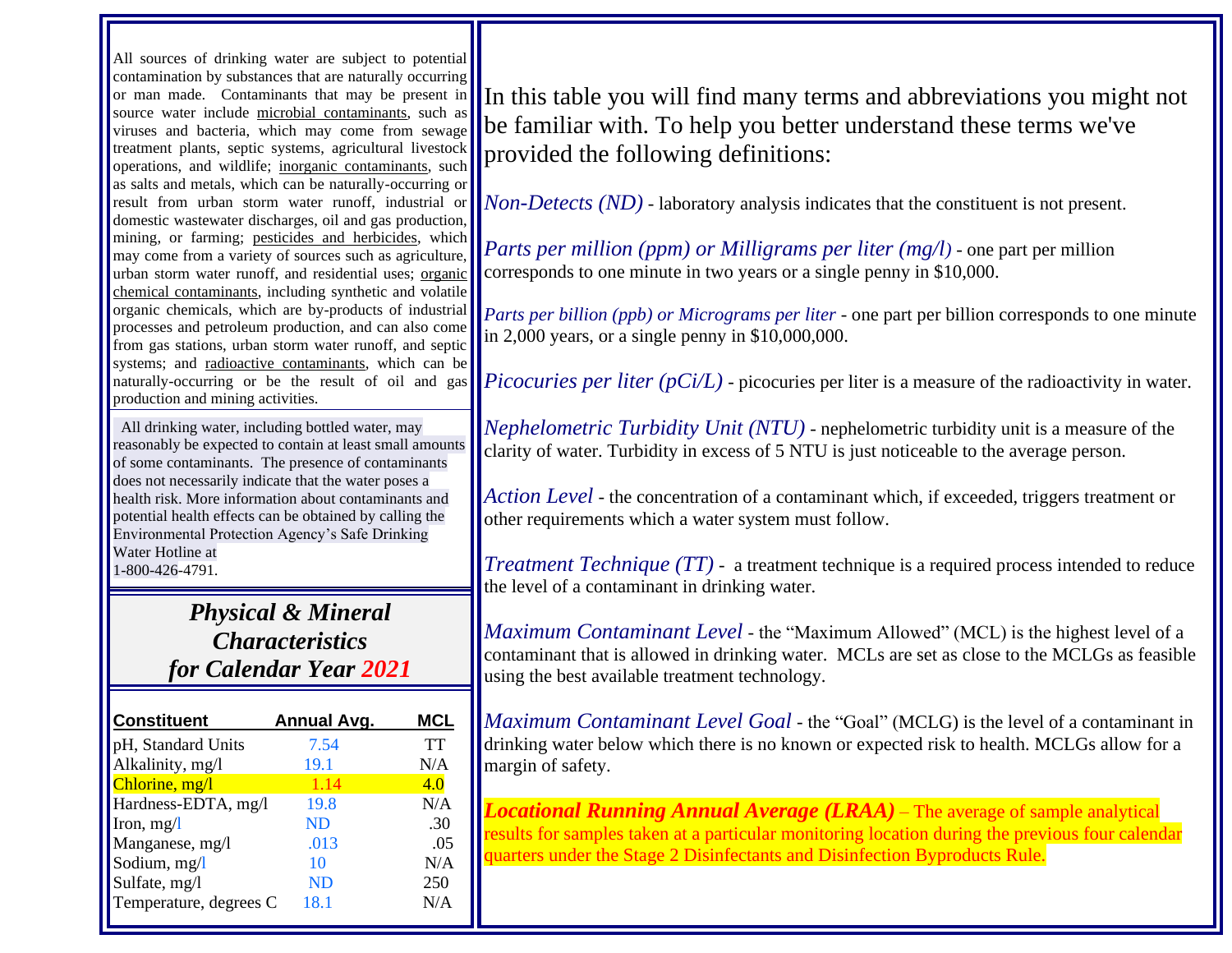All sources of drinking water are subject to potential contamination by substances that are naturally occurring or man made. Contaminants that may be present in source water include microbial contaminants, such as viruses and bacteria, which may come from sewage treatment plants, septic systems, agricultural livestock operations, and wildlife; inorganic contaminants, such as salts and metals, which can be naturally-occurring or result from urban storm water runoff, industrial or domestic wastewater discharges, oil and gas production, mining, or farming; pesticides and herbicides, which may come from a variety of sources such as agriculture, urban storm water runoff, and residential uses; organic chemical contaminants, including synthetic and volatile organic chemicals, which are by-products of industrial processes and petroleum production, and can also come from gas stations, urban storm water runoff, and septic systems; and radioactive contaminants, which can be naturally-occurring or be the result of oil and gas production and mining activities.

All drinking water, including bottled water, may reasonably be expected to contain at least small amounts of some contaminants. The presence of contaminants does not necessarily indicate that the water poses a health risk. More information about contaminants and potential health effects can be obtained by calling the Environmental Protection Agency's Safe Drinking Water Hotline at 1-800-426-4791.

## *Physical & Mineral Characteristics for Calendar Year 2021*

| Constituent | Annual Avg. | MCL |
|---|---|---|
| pH, Standard Units | 7.54 | TT |
| Alkalinity, mg/l | 19.1 | N/A |
| Chlorine, mg/l | 1.14 | 4.0 |
| Hardness-EDTA, mg/l | 19.8 | N/A |
| Iron, mg/l | ND | .30 |
| Manganese, mg/l | .013 | .05 |
| Sodium, mg/l | 10 | N/A |
| Sulfate, mg/l | ND | 250 |
| Temperature, degrees C | 18.1 | N/A |

In this table you will find many terms and abbreviations you might not be familiar with. To help you better understand these terms we've provided the following definitions:

*Non-Detects (ND)* - laboratory analysis indicates that the constituent is not present.

*Parts per million (ppm) or Milligrams per liter (mg/l)* - one part per million corresponds to one minute in two years or a single penny in $10,000.

*Parts per billion (ppb) or Micrograms per liter* - one part per billion corresponds to one minute in 2,000 years, or a single penny in $10,000,000.

*Picocuries per liter (pCi/L)* - picocuries per liter is a measure of the radioactivity in water.

*Nephelometric Turbidity Unit (NTU)* - nephelometric turbidity unit is a measure of the clarity of water. Turbidity in excess of 5 NTU is just noticeable to the average person.

*Action Level* - the concentration of a contaminant which, if exceeded, triggers treatment or other requirements which a water system must follow.

*Treatment Technique (TT)* - a treatment technique is a required process intended to reduce the level of a contaminant in drinking water.

*Maximum Contaminant Level* - the "Maximum Allowed" (MCL) is the highest level of a contaminant that is allowed in drinking water. MCLs are set as close to the MCLGs as feasible using the best available treatment technology.

*Maximum Contaminant Level Goal* - the "Goal" (MCLG) is the level of a contaminant in drinking water below which there is no known or expected risk to health. MCLGs allow for a margin of safety.

***Locational Running Annual Average (LRAA)*** – The average of sample analytical results for samples taken at a particular monitoring location during the previous four calendar quarters under the Stage 2 Disinfectants and Disinfection Byproducts Rule.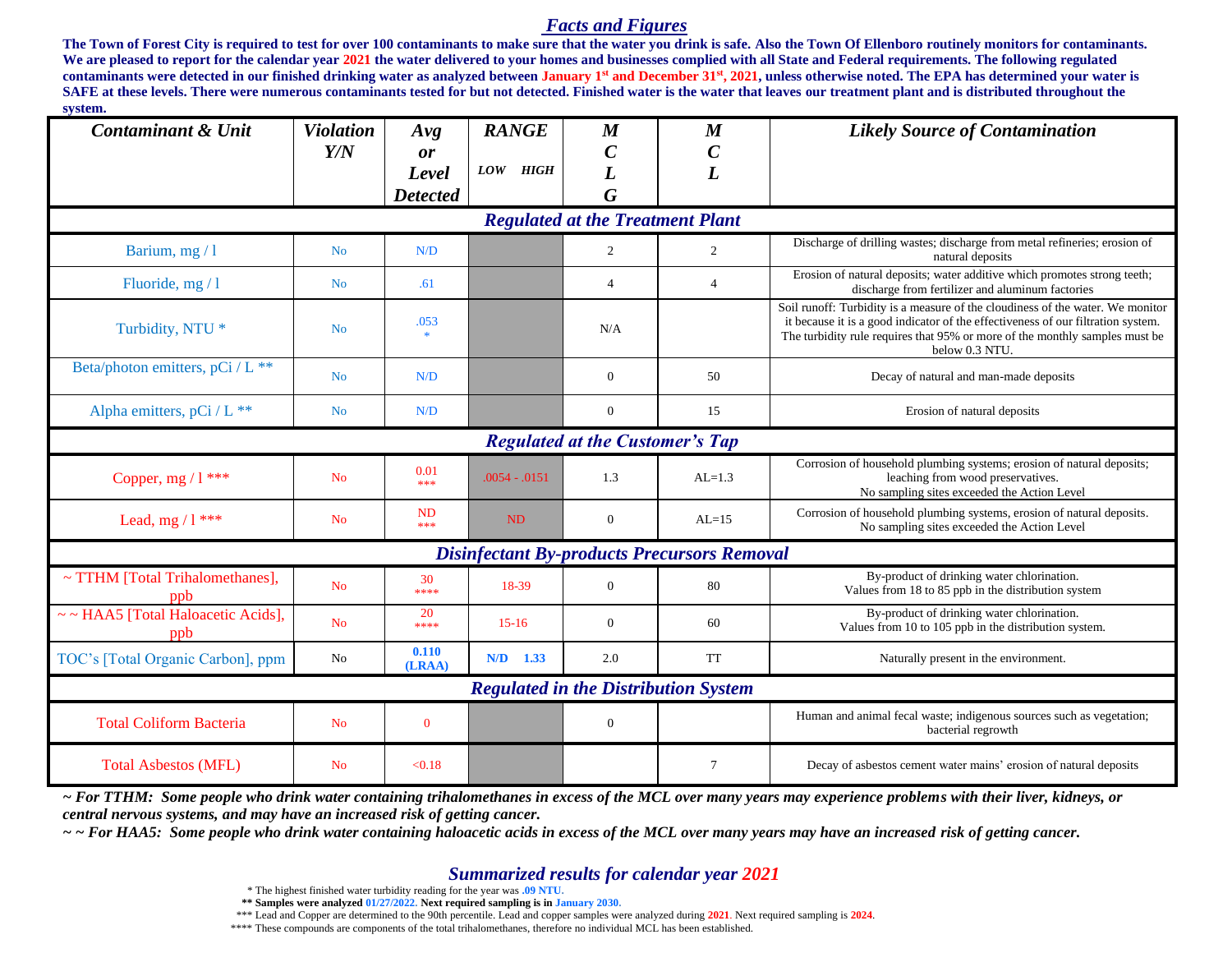## Facts and Figures

**The Town of Forest City is required to test for over 100 contaminants to make sure that the water you drink is safe. Also the Town Of Ellenboro routinely monitors for contaminants. We are pleased to report for the calendar year 2021 the water delivered to your homes and businesses complied with all State and Federal requirements. The following regulated contaminants were detected in our finished drinking water as analyzed between January 1st and December 31st, 2021, unless otherwise noted. The EPA has determined your water is SAFE at these levels. There were numerous contaminants tested for but not detected. Finished water is the water that leaves our treatment plant and is distributed throughout the system.**

| Contaminant & Unit | Violation Y/N | Avg or Level Detected | RANGE LOW HIGH | MCLG | MCL | Likely Source of Contamination |
|---|---|---|---|---|---|---|
| ***Regulated at the Treatment Plant*** | | | | | | |
| Barium, mg / l | No | N/D | | 2 | 2 | Discharge of drilling wastes; discharge from metal refineries; erosion of natural deposits |
| Fluoride, mg / l | No | .61 | | 4 | 4 | Erosion of natural deposits; water additive which promotes strong teeth; discharge from fertilizer and aluminum factories |
| Turbidity, NTU * | No | .053 * | | N/A | | Soil runoff: Turbidity is a measure of the cloudiness of the water. We monitor it because it is a good indicator of the effectiveness of our filtration system. The turbidity rule requires that 95% or more of the monthly samples must be below 0.3 NTU. |
| Beta/photon emitters, pCi / L ** | No | N/D | | 0 | 50 | Decay of natural and man-made deposits |
| Alpha emitters, pCi / L ** | No | N/D | | 0 | 15 | Erosion of natural deposits |
| ***Regulated at the Customer's Tap*** | | | | | | |
| Copper, mg / l *** | No | 0.01 *** | .0054 - .0151 | 1.3 | AL=1.3 | Corrosion of household plumbing systems; erosion of natural deposits; leaching from wood preservatives. No sampling sites exceeded the Action Level |
| Lead, mg / l *** | No | ND *** | ND | 0 | AL=15 | Corrosion of household plumbing systems, erosion of natural deposits. No sampling sites exceeded the Action Level |
| ***Disinfectant By-products Precursors Removal*** | | | | | | |
| ~ TTHM [Total Trihalomethanes], ppb | No | 30 **** | 18-39 | 0 | 80 | By-product of drinking water chlorination. Values from 18 to 85 ppb in the distribution system |
| ~ ~ HAA5 [Total Haloacetic Acids], ppb | No | 20 **** | 15-16 | 0 | 60 | By-product of drinking water chlorination. Values from 10 to 105 ppb in the distribution system. |
| TOC's [Total Organic Carbon], ppm | No | 0.110 (LRAA) | N/D 1.33 | 2.0 | TT | Naturally present in the environment. |
| ***Regulated in the Distribution System*** | | | | | | |
| Total Coliform Bacteria | No | 0 | | 0 | | Human and animal fecal waste; indigenous sources such as vegetation; bacterial regrowth |
| Total Asbestos (MFL) | No | <0.18 | | | 7 | Decay of asbestos cement water mains' erosion of natural deposits |

***~ For TTHM: Some people who drink water containing trihalomethanes in excess of the MCL over many years may experience problems with their liver, kidneys, or central nervous systems, and may have an increased risk of getting cancer.***

***~ ~ For HAA5: Some people who drink water containing haloacetic acids in excess of the MCL over many years may have an increased risk of getting cancer.***

### Summarized results for calendar year 2021

\* The highest finished water turbidity reading for the year was .09 NTU.

**\*\* Samples were analyzed 01/27/2022. Next required sampling is in January 2030.**

\*\*\* Lead and Copper are determined to the 90th percentile. Lead and copper samples were analyzed during 2021. Next required sampling is 2024.

\*\*\*\* These compounds are components of the total trihalomethanes, therefore no individual MCL has been established.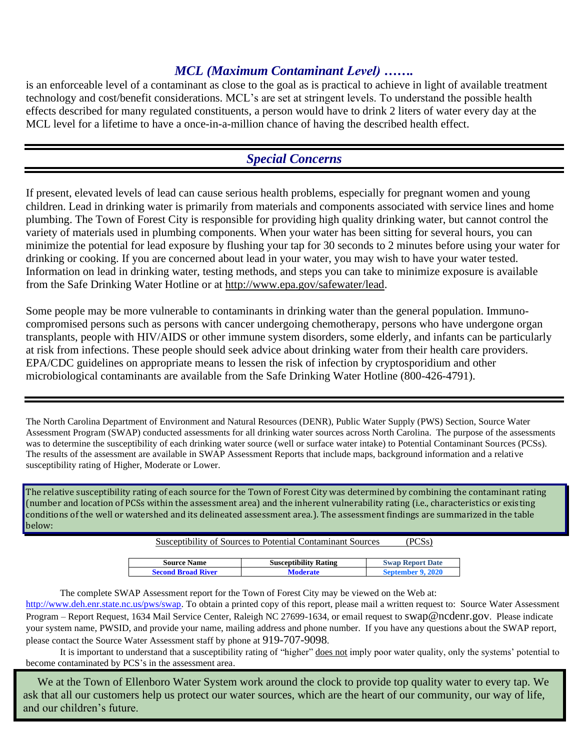## *MCL (Maximum Contaminant Level) …….*

is an enforceable level of a contaminant as close to the goal as is practical to achieve in light of available treatment technology and cost/benefit considerations. MCL's are set at stringent levels. To understand the possible health effects described for many regulated constituents, a person would have to drink 2 liters of water every day at the MCL level for a lifetime to have a once-in-a-million chance of having the described health effect.

## *Special Concerns*

If present, elevated levels of lead can cause serious health problems, especially for pregnant women and young children. Lead in drinking water is primarily from materials and components associated with service lines and home plumbing. The Town of Forest City is responsible for providing high quality drinking water, but cannot control the variety of materials used in plumbing components. When your water has been sitting for several hours, you can minimize the potential for lead exposure by flushing your tap for 30 seconds to 2 minutes before using your water for drinking or cooking. If you are concerned about lead in your water, you may wish to have your water tested. Information on lead in drinking water, testing methods, and steps you can take to minimize exposure is available from the Safe Drinking Water Hotline or at http://www.epa.gov/safewater/lead.

Some people may be more vulnerable to contaminants in drinking water than the general population. Immuno-compromised persons such as persons with cancer undergoing chemotherapy, persons who have undergone organ transplants, people with HIV/AIDS or other immune system disorders, some elderly, and infants can be particularly at risk from infections. These people should seek advice about drinking water from their health care providers. EPA/CDC guidelines on appropriate means to lessen the risk of infection by cryptosporidium and other microbiological contaminants are available from the Safe Drinking Water Hotline (800-426-4791).

The North Carolina Department of Environment and Natural Resources (DENR), Public Water Supply (PWS) Section, Source Water Assessment Program (SWAP) conducted assessments for all drinking water sources across North Carolina. The purpose of the assessments was to determine the susceptibility of each drinking water source (well or surface water intake) to Potential Contaminant Sources (PCSs). The results of the assessment are available in SWAP Assessment Reports that include maps, background information and a relative susceptibility rating of Higher, Moderate or Lower.

The relative susceptibility rating of each source for the Town of Forest City was determined by combining the contaminant rating (number and location of PCSs within the assessment area) and the inherent vulnerability rating (i.e., characteristics or existing conditions of the well or watershed and its delineated assessment area.). The assessment findings are summarized in the table below:

Susceptibility of Sources to Potential Contaminant Sources (PCSs)

| Source Name | Susceptibility Rating | Swap Report Date |
|---|---|---|
| Second Broad River | Moderate | September 9, 2020 |

The complete SWAP Assessment report for the Town of Forest City may be viewed on the Web at: http://www.deh.enr.state.nc.us/pws/swap. To obtain a printed copy of this report, please mail a written request to: Source Water Assessment Program – Report Request, 1634 Mail Service Center, Raleigh NC 27699-1634, or email request to swap@ncdenr.gov. Please indicate your system name, PWSID, and provide your name, mailing address and phone number. If you have any questions about the SWAP report, please contact the Source Water Assessment staff by phone at 919-707-9098.

It is important to understand that a susceptibility rating of "higher" does not imply poor water quality, only the systems' potential to become contaminated by PCS's in the assessment area.

We at the Town of Ellenboro Water System work around the clock to provide top quality water to every tap. We ask that all our customers help us protect our water sources, which are the heart of our community, our way of life, and our children's future.